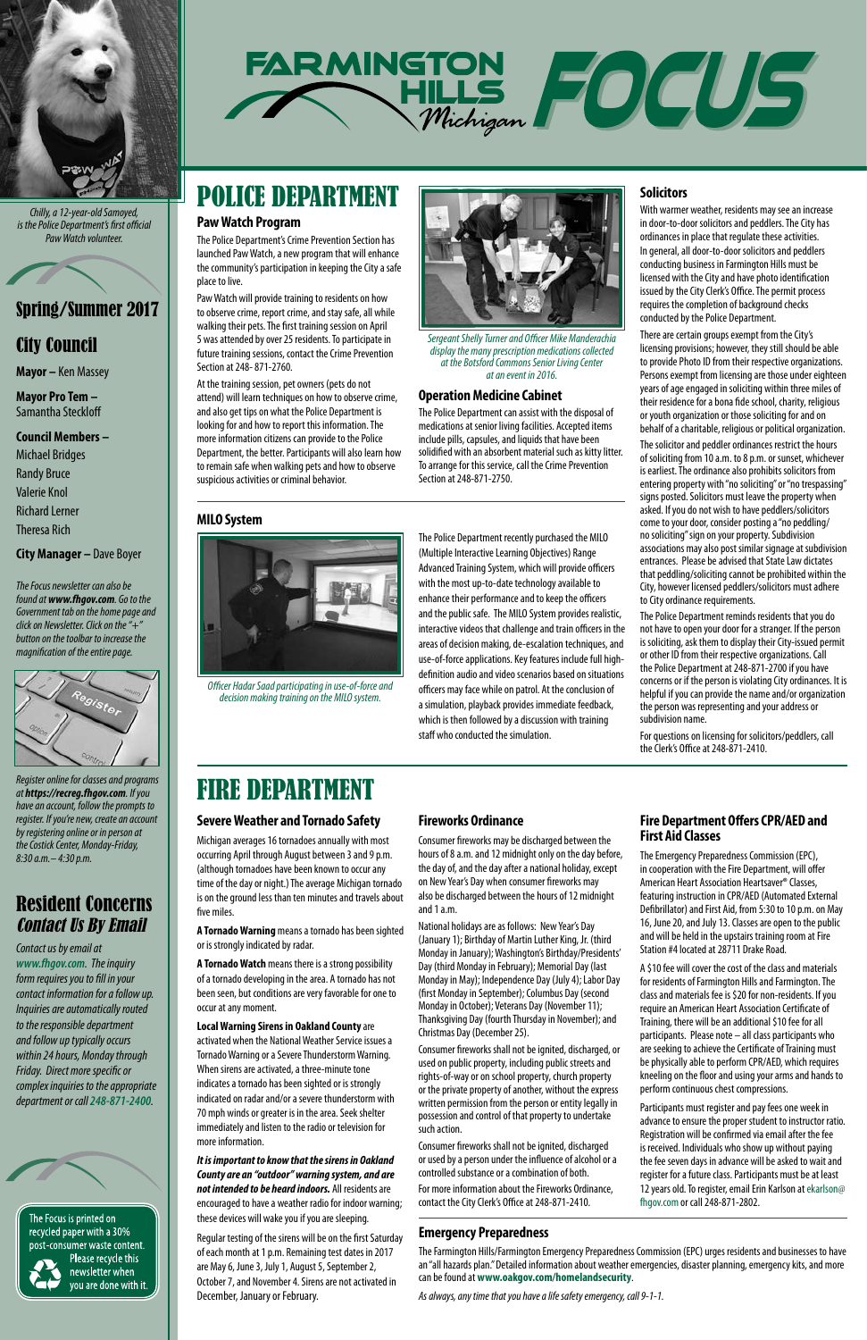# FARMINGTON HILLS Michigan FOCUS

Chilly, a 12-year-old Samoyed, is the Police Department's first official Paw Watch volunteer.

## Spring/Summer 2017

## City Council

**Mayor –** Ken Massey

**Mayor Pro Tem –** Samantha Steckloff

**Council Members –**
Michael Bridges
Randy Bruce
Valerie Knol
Richard Lerner
Theresa Rich

**City Manager –** Dave Boyer

*The Focus newsletter can also be found at **www.fhgov.com**. Go to the Government tab on the home page and click on Newsletter. Click on the "+" button on the toolbar to increase the magnification of the entire page.*

*Register online for classes and programs at **https://recreg.fhgov.com**. If you have an account, follow the prompts to register. If you're new, create an account by registering online or in person at the Costick Center, Monday-Friday, 8:30 a.m.– 4:30 p.m.*

## Resident Concerns *Contact Us By Email*

*Contact us by email at www.fhgov.com. The inquiry form requires you to fill in your contact information for a follow up. Inquiries are automatically routed to the responsible department and follow up typically occurs within 24 hours, Monday through Friday. Direct more specific or complex inquiries to the appropriate department or call 248-871-2400.*

The Focus is printed on recycled paper with a 30% post-consumer waste content. Please recycle this newsletter when you are done with it.

# POLICE DEPARTMENT

### Paw Watch Program

The Police Department's Crime Prevention Section has launched Paw Watch, a new program that will enhance the community's participation in keeping the City a safe place to live.

Paw Watch will provide training to residents on how to observe crime, report crime, and stay safe, all while walking their pets. The first training session on April 5 was attended by over 25 residents. To participate in future training sessions, contact the Crime Prevention Section at 248- 871-2760.

At the training session, pet owners (pets do not attend) will learn techniques on how to observe crime, and also get tips on what the Police Department is looking for and how to report this information. The more information citizens can provide to the Police Department, the better. Participants will also learn how to remain safe when walking pets and how to observe suspicious activities or criminal behavior.

*Sergeant Shelly Turner and Officer Mike Manderachia display the many prescription medications collected at the Botsford Commons Senior Living Center at an event in 2016.*

### Operation Medicine Cabinet

The Police Department can assist with the disposal of medications at senior living facilities. Accepted items include pills, capsules, and liquids that have been solidified with an absorbent material such as kitty litter. To arrange for this service, call the Crime Prevention Section at 248-871-2750.

### MILO System

*Officer Hadar Saad participating in use-of-force and decision making training on the MILO system.*

The Police Department recently purchased the MILO (Multiple Interactive Learning Objectives) Range Advanced Training System, which will provide officers with the most up-to-date technology available to enhance their performance and to keep the officers and the public safe. The MILO System provides realistic, interactive videos that challenge and train officers in the areas of decision making, de-escalation techniques, and use-of-force applications. Key features include full high-definition audio and video scenarios based on situations officers may face while on patrol. At the conclusion of a simulation, playback provides immediate feedback, which is then followed by a discussion with training staff who conducted the simulation.

### Solicitors

With warmer weather, residents may see an increase in door-to-door solicitors and peddlers. The City has ordinances in place that regulate these activities. In general, all door-to-door solicitors and peddlers conducting business in Farmington Hills must be licensed with the City and have photo identification issued by the City Clerk's Office. The permit process requires the completion of background checks conducted by the Police Department.

There are certain groups exempt from the City's licensing provisions; however, they still should be able to provide Photo ID from their respective organizations. Persons exempt from licensing are those under eighteen years of age engaged in soliciting within three miles of their residence for a bona fide school, charity, religious or youth organization or those soliciting for and on behalf of a charitable, religious or political organization.

The solicitor and peddler ordinances restrict the hours of soliciting from 10 a.m. to 8 p.m. or sunset, whichever is earliest. The ordinance also prohibits solicitors from entering property with "no soliciting" or "no trespassing" signs posted. Solicitors must leave the property when asked. If you do not wish to have peddlers/solicitors come to your door, consider posting a "no peddling/ no soliciting" sign on your property. Subdivision associations may also post similar signage at subdivision entrances. Please be advised that State Law dictates that peddling/soliciting cannot be prohibited within the City, however licensed peddlers/solicitors must adhere to City ordinance requirements.

The Police Department reminds residents that you do not have to open your door for a stranger. If the person is soliciting, ask them to display their City-issued permit or other ID from their respective organizations. Call the Police Department at 248-871-2700 if you have concerns or if the person is violating City ordinances. It is helpful if you can provide the name and/or organization the person was representing and your address or subdivision name.

For questions on licensing for solicitors/peddlers, call the Clerk's Office at 248-871-2410.

# FIRE DEPARTMENT

### Severe Weather and Tornado Safety

Michigan averages 16 tornadoes annually with most occurring April through August between 3 and 9 p.m. (although tornadoes have been known to occur any time of the day or night.) The average Michigan tornado is on the ground less than ten minutes and travels about five miles.

**A Tornado Warning** means a tornado has been sighted or is strongly indicated by radar.

**A Tornado Watch** means there is a strong possibility of a tornado developing in the area. A tornado has not been seen, but conditions are very favorable for one to occur at any moment.

**Local Warning Sirens in Oakland County** are activated when the National Weather Service issues a Tornado Warning or a Severe Thunderstorm Warning. When sirens are activated, a three-minute tone indicates a tornado has been sighted or is strongly indicated on radar and/or a severe thunderstorm with 70 mph winds or greater is in the area. Seek shelter immediately and listen to the radio or television for more information.

***It is important to know that the sirens in Oakland County are an "outdoor" warning system, and are not intended to be heard indoors.*** All residents are encouraged to have a weather radio for indoor warning; these devices will wake you if you are sleeping.

Regular testing of the sirens will be on the first Saturday of each month at 1 p.m. Remaining test dates in 2017 are May 6, June 3, July 1, August 5, September 2, October 7, and November 4. Sirens are not activated in December, January or February.

### Fireworks Ordinance

Consumer fireworks may be discharged between the hours of 8 a.m. and 12 midnight only on the day before, the day of, and the day after a national holiday, except on New Year's Day when consumer fireworks may also be discharged between the hours of 12 midnight and 1 a.m.

National holidays are as follows: New Year's Day (January 1); Birthday of Martin Luther King, Jr. (third Monday in January); Washington's Birthday/Presidents' Day (third Monday in February); Memorial Day (last Monday in May); Independence Day (July 4); Labor Day (first Monday in September); Columbus Day (second Monday in October); Veterans Day (November 11); Thanksgiving Day (fourth Thursday in November); and Christmas Day (December 25).

Consumer fireworks shall not be ignited, discharged, or used on public property, including public streets and rights-of-way or on school property, church property or the private property of another, without the express written permission from the person or entity legally in possession and control of that property to undertake such action.

Consumer fireworks shall not be ignited, discharged or used by a person under the influence of alcohol or a controlled substance or a combination of both.

For more information about the Fireworks Ordinance, contact the City Clerk's Office at 248-871-2410.

### Fire Department Offers CPR/AED and First Aid Classes

The Emergency Preparedness Commission (EPC), in cooperation with the Fire Department, will offer American Heart Association Heartsaver® Classes, featuring instruction in CPR/AED (Automated External Defibrillator) and First Aid, from 5:30 to 10 p.m. on May 16, June 20, and July 13. Classes are open to the public and will be held in the upstairs training room at Fire Station #4 located at 28711 Drake Road.

A $10 fee will cover the cost of the class and materials for residents of Farmington Hills and Farmington. The class and materials fee is $20 for non-residents. If you require an American Heart Association Certificate of Training, there will be an additional $10 fee for all participants. Please note – all class participants who are seeking to achieve the Certificate of Training must be physically able to perform CPR/AED, which requires kneeling on the floor and using your arms and hands to perform continuous chest compressions.

Participants must register and pay fees one week in advance to ensure the proper student to instructor ratio. Registration will be confirmed via email after the fee is received. Individuals who show up without paying the fee seven days in advance will be asked to wait and register for a future class. Participants must be at least 12 years old. To register, email Erin Karlson at ekarlson@fhgov.com or call 248-871-2802.

### Emergency Preparedness

The Farmington Hills/Farmington Emergency Preparedness Commission (EPC) urges residents and businesses to have an "all hazards plan." Detailed information about weather emergencies, disaster planning, emergency kits, and more can be found at **www.oakgov.com/homelandsecurity**.

*As always, any time that you have a life safety emergency, call 9-1-1.*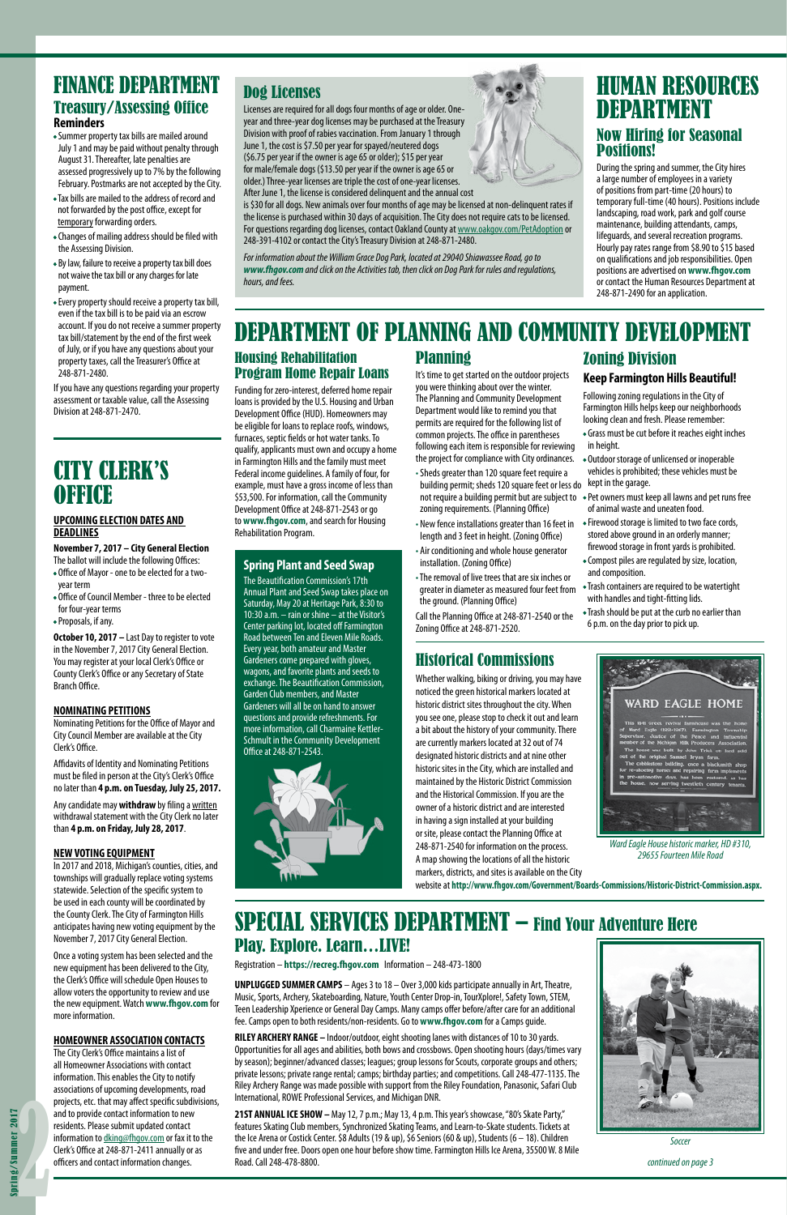# FINANCE DEPARTMENT

## Treasury/Assessing Office

**Reminders**

- Summer property tax bills are mailed around July 1 and may be paid without penalty through August 31. Thereafter, late penalties are assessed progressively up to 7% by the following February. Postmarks are not accepted by the City.
- Tax bills are mailed to the address of record and not forwarded by the post office, except for temporary forwarding orders.
- Changes of mailing address should be filed with the Assessing Division.
- By law, failure to receive a property tax bill does not waive the tax bill or any charges for late payment.
- Every property should receive a property tax bill, even if the tax bill is to be paid via an escrow account. If you do not receive a summer property tax bill/statement by the end of the first week of July, or if you have any questions about your property taxes, call the Treasurer's Office at 248-871-2480.

If you have any questions regarding your property assessment or taxable value, call the Assessing Division at 248-871-2470.

## Dog Licenses

Licenses are required for all dogs four months of age or older. One-year and three-year dog licenses may be purchased at the Treasury Division with proof of rabies vaccination. From January 1 through June 1, the cost is $7.50 per year for spayed/neutered dogs ($6.75 per year if the owner is age 65 or older); $15 per year for male/female dogs ($13.50 per year if the owner is age 65 or older.) Three-year licenses are triple the cost of one-year licenses. After June 1, the license is considered delinquent and the annual cost is $30 for all dogs. New animals over four months of age may be licensed at non-delinquent rates if the license is purchased within 30 days of acquisition. The City does not require cats to be licensed. For questions regarding dog licenses, contact Oakland County at www.oakgov.com/PetAdoption or 248-391-4102 or contact the City's Treasury Division at 248-871-2480.

*For information about the William Grace Dog Park, located at 29040 Shiawassee Road, go to **www.fhgov.com** and click on the Activities tab, then click on Dog Park for rules and regulations, hours, and fees.*

# HUMAN RESOURCES DEPARTMENT

## Now Hiring for Seasonal Positions!

During the spring and summer, the City hires a large number of employees in a variety of positions from part-time (20 hours) to temporary full-time (40 hours). Positions include landscaping, road work, park and golf course maintenance, building attendants, camps, lifeguards, and several recreation programs. Hourly pay rates range from $8.90 to $15 based on qualifications and job responsibilities. Open positions are advertised on **www.fhgov.com** or contact the Human Resources Department at 248-871-2490 for an application.

# CITY CLERK'S OFFICE

### UPCOMING ELECTION DATES AND DEADLINES

**November 7, 2017 – City General Election**

The ballot will include the following Offices:

- Office of Mayor - one to be elected for a two-year term
- Office of Council Member - three to be elected for four-year terms
- Proposals, if any.

**October 10, 2017 –** Last Day to register to vote in the November 7, 2017 City General Election. You may register at your local Clerk's Office or County Clerk's Office or any Secretary of State Branch Office.

### NOMINATING PETITIONS

Nominating Petitions for the Office of Mayor and City Council Member are available at the City Clerk's Office.

Affidavits of Identity and Nominating Petitions must be filed in person at the City's Clerk's Office no later than **4 p.m. on Tuesday, July 25, 2017.**

Any candidate may **withdraw** by filing a written withdrawal statement with the City Clerk no later than **4 p.m. on Friday, July 28, 2017**.

### NEW VOTING EQUIPMENT

In 2017 and 2018, Michigan's counties, cities, and townships will gradually replace voting systems statewide. Selection of the specific system to be used in each county will be coordinated by the County Clerk. The City of Farmington Hills anticipates having new voting equipment by the November 7, 2017 City General Election.

Once a voting system has been selected and the new equipment has been delivered to the City, the Clerk's Office will schedule Open Houses to allow voters the opportunity to review and use the new equipment. Watch **www.fhgov.com** for more information.

### HOMEOWNER ASSOCIATION CONTACTS

The City Clerk's Office maintains a list of all Homeowner Associations with contact information. This enables the City to notify associations of upcoming developments, road projects, etc. that may affect specific subdivisions, and to provide contact information to new residents. Please submit updated contact information to dking@fhgov.com or fax it to the Clerk's Office at 248-871-2411 annually or as officers and contact information changes.

# DEPARTMENT OF PLANNING AND COMMUNITY DEVELOPMENT

## Housing Rehabilitation Program Home Repair Loans

Funding for zero-interest, deferred home repair loans is provided by the U.S. Housing and Urban Development Office (HUD). Homeowners may be eligible for loans to replace roofs, windows, furnaces, septic fields or hot water tanks. To qualify, applicants must own and occupy a home in Farmington Hills and the family must meet Federal income guidelines. A family of four, for example, must have a gross income of less than $53,500. For information, call the Community Development Office at 248-871-2543 or go to **www.fhgov.com**, and search for Housing Rehabilitation Program.

### Spring Plant and Seed Swap

The Beautification Commission's 17th Annual Plant and Seed Swap takes place on Saturday, May 20 at Heritage Park, 8:30 to 10:30 a.m. – rain or shine – at the Visitor's Center parking lot, located off Farmington Road between Ten and Eleven Mile Roads. Every year, both amateur and Master Gardeners come prepared with gloves, wagons, and favorite plants and seeds to exchange. The Beautification Commission, Garden Club members, and Master Gardeners will all be on hand to answer questions and provide refreshments. For more information, call Charmaine Kettler-Schmult in the Community Development Office at 248-871-2543.

## Planning

It's time to get started on the outdoor projects you were thinking about over the winter. The Planning and Community Development Department would like to remind you that permits are required for the following list of common projects. The office in parentheses following each item is responsible for reviewing the project for compliance with City ordinances.

- Sheds greater than 120 square feet require a building permit; sheds 120 square feet or less do not require a building permit but are subject to zoning requirements. (Planning Office)
- New fence installations greater than 16 feet in length and 3 feet in height. (Zoning Office)
- Air conditioning and whole house generator installation. (Zoning Office)
- The removal of live trees that are six inches or greater in diameter as measured four feet from the ground. (Planning Office)

Call the Planning Office at 248-871-2540 or the Zoning Office at 248-871-2520.

## Zoning Division

### Keep Farmington Hills Beautiful!

Following zoning regulations in the City of Farmington Hills helps keep our neighborhoods looking clean and fresh. Please remember:

- Grass must be cut before it reaches eight inches in height.
- Outdoor storage of unlicensed or inoperable vehicles is prohibited; these vehicles must be kept in the garage.
- Pet owners must keep all lawns and pet runs free of animal waste and uneaten food.
- Firewood storage is limited to two face cords, stored above ground in an orderly manner; firewood storage in front yards is prohibited.
- Compost piles are regulated by size, location, and composition.
- Trash containers are required to be watertight with handles and tight-fitting lids.
- Trash should be put at the curb no earlier than 6 p.m. on the day prior to pick up.

## Historical Commissions

Whether walking, biking or driving, you may have noticed the green historical markers located at historic district sites throughout the city. When you see one, please stop to check it out and learn a bit about the history of your community. There are currently markers located at 32 out of 74 designated historic districts and at nine other historic sites in the City, which are installed and maintained by the Historic District Commission and the Historical Commission. If you are the owner of a historic district and are interested in having a sign installed at your building or site, please contact the Planning Office at 248-871-2540 for information on the process. A map showing the locations of all the historic markers, districts, and sites is available on the City website at **http://www.fhgov.com/Government/Boards-Commissions/Historic-District-Commission.aspx.**

*Ward Eagle House historic marker, HD #310, 29655 Fourteen Mile Road*

# SPECIAL SERVICES DEPARTMENT – Find Your Adventure Here

## Play. Explore. Learn…LIVE!

Registration – **https://recreg.fhgov.com** Information – 248-473-1800

**UNPLUGGED SUMMER CAMPS** – Ages 3 to 18 – Over 3,000 kids participate annually in Art, Theatre, Music, Sports, Archery, Skateboarding, Nature, Youth Center Drop-in, TourXplore!, Safety Town, STEM, Teen Leadership Xperience or General Day Camps. Many camps offer before/after care for an additional fee. Camps open to both residents/non-residents. Go to **www.fhgov.com** for a Camps guide.

**RILEY ARCHERY RANGE –** Indoor/outdoor, eight shooting lanes with distances of 10 to 30 yards. Opportunities for all ages and abilities, both bows and crossbows. Open shooting hours (days/times vary by season); beginner/advanced classes; leagues; group lessons for Scouts, corporate groups and others; private lessons; private range rental; camps; birthday parties; and competitions. Call 248-477-1135. The Riley Archery Range was made possible with support from the Riley Foundation, Panasonic, Safari Club International, ROWE Professional Services, and Michigan DNR.

**21ST ANNUAL ICE SHOW –** May 12, 7 p.m.; May 13, 4 p.m. This year's showcase, "80's Skate Party," features Skating Club members, Synchronized Skating Teams, and Learn-to-Skate students. Tickets at the Ice Arena or Costick Center. $8 Adults (19 & up), $6 Seniors (60 & up), Students (6 – 18). Children five and under free. Doors open one hour before show time. Farmington Hills Ice Arena, 35500 W. 8 Mile Road. Call 248-478-8800.

*Soccer*

*continued on page 3*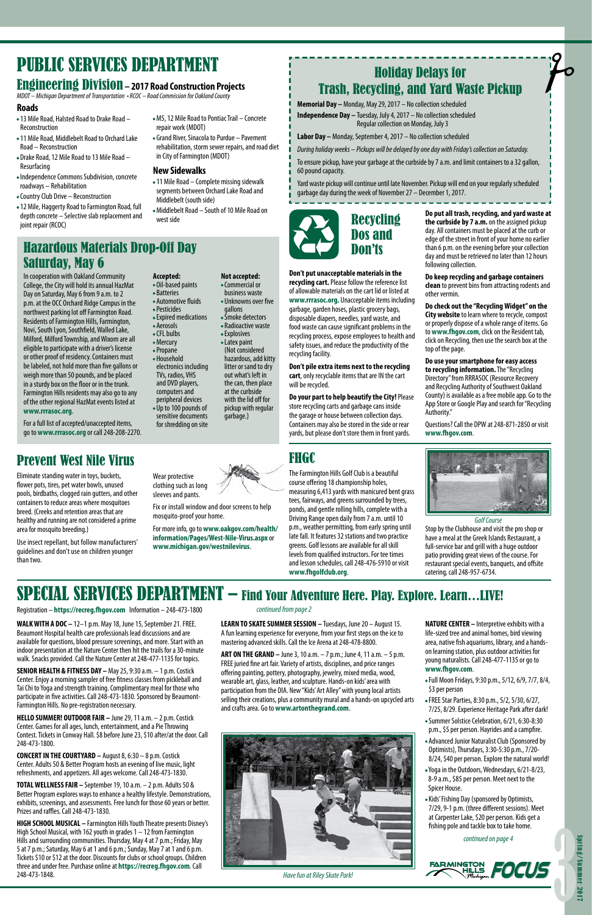# PUBLIC SERVICES DEPARTMENT

## Engineering Division – 2017 Road Construction Projects

*MDOT – Michigan Department of Transportation • RCOC – Road Commission for Oakland County*

### Roads

- 13 Mile Road, Halsted Road to Drake Road – Reconstruction
- 11 Mile Road, Middlebelt Road to Orchard Lake Road – Reconstruction
- Drake Road, 12 Mile Road to 13 Mile Road – Resurfacing
- Independence Commons Subdivision, concrete roadways – Rehabilitation
- Country Club Drive – Reconstruction
- 12 Mile, Haggerty Road to Farmington Road, full depth concrete – Selective slab replacement and joint repair (RCOC)
- M5, 12 Mile Road to Pontiac Trail – Concrete repair work (MDOT)
- Grand River, Sinacola to Purdue – Pavement rehabilitation, storm sewer repairs, and road diet in City of Farmington (MDOT)

### New Sidewalks

- 11 Mile Road – Complete missing sidewalk segments between Orchard Lake Road and Middlebelt (south side)
- Middlebelt Road – South of 10 Mile Road on west side

## Hazardous Materials Drop-Off Day Saturday, May 6

In cooperation with Oakland Community College, the City will hold its annual HazMat Day on Saturday, May 6 from 9 a.m. to 2 p.m. at the OCC Orchard Ridge Campus in the northwest parking lot off Farmington Road. Residents of Farmington Hills, Farmington, Novi, South Lyon, Southfield, Walled Lake, Milford, Milford Township, and Wixom are all eligible to participate with a driver's license or other proof of residency. Containers must be labeled, not hold more than five gallons or weigh more than 50 pounds, and be placed in a sturdy box on the floor or in the trunk. Farmington Hills residents may also go to any of the other regular HazMat events listed at **www.rrrasoc.org**.

For a full list of accepted/unaccepted items, go to **www.rrrasoc.org** or call 248-208-2270.

**Accepted:**

- Oil-based paints
- Batteries
- Automotive fluids
- Pesticides
- Expired medications
- Aerosols
- CFL bulbs
- Mercury
- Propane
- Household electronics including TVs, radios, VHS and DVD players, computers and peripheral devices
- Up to 100 pounds of sensitive documents for shredding on site

**Not accepted:**

- Commercial or business waste
- Unknowns over five gallons
- Smoke detectors
- Radioactive waste
- Explosives
- Latex paint (Not considered hazardous, add kitty litter or sand to dry out what's left in the can, then place at the curbside with the lid off for pickup with regular garbage.)

## Holiday Delays for Trash, Recycling, and Yard Waste Pickup

**Memorial Day –** Monday, May 29, 2017 – No collection scheduled

**Independence Day –** Tuesday, July 4, 2017 – No collection scheduled
Regular collection on Monday, July 3

**Labor Day –** Monday, September 4, 2017 – No collection scheduled

*During holiday weeks – Pickups will be delayed by one day with Friday's collection on Saturday.*

To ensure pickup, have your garbage at the curbside by 7 a.m. and limit containers to a 32 gallon, 60 pound capacity.

Yard waste pickup will continue until late November. Pickup will end on your regularly scheduled garbage day during the week of November 27 – December 1, 2017.

## Recycling Dos and Don'ts

**Don't put unacceptable materials in the recycling cart.** Please follow the reference list of allowable materials on the cart lid or listed at **www.rrrasoc.org.** Unacceptable items including garbage, garden hoses, plastic grocery bags, disposable diapers, needles, yard waste, and food waste can cause significant problems in the recycling process, expose employees to health and safety issues, and reduce the productivity of the recycling facility.

**Don't pile extra items next to the recycling cart**, only recyclable items that are IN the cart will be recycled.

**Do your part to help beautify the City!** Please store recycling carts and garbage cans inside the garage or house between collection days. Containers may also be stored in the side or rear yards, but please don't store them in front yards.

**Do put all trash, recycling, and yard waste at the curbside by 7 a.m.** on the assigned pickup day. All containers must be placed at the curb or edge of the street in front of your home no earlier than 6 p.m. on the evening before your collection day and must be retrieved no later than 12 hours following collection.

**Do keep recycling and garbage containers clean** to prevent bins from attracting rodents and other vermin.

**Do check out the "Recycling Widget" on the City website** to learn where to recycle, compost or properly dispose of a whole range of items. Go to **www.fhgov.com**, click on the Resident tab, click on Recycling, then use the search box at the top of the page.

**Do use your smartphone for easy access to recycling information.** The "Recycling Directory" from RRRASOC (Resource Recovery and Recycling Authority of Southwest Oakland County) is available as a free mobile app. Go to the App Store or Google Play and search for "Recycling Authority."

Questions? Call the DPW at 248-871-2850 or visit **www.fhgov.com**.

## Prevent West Nile Virus

Eliminate standing water in toys, buckets, flower pots, tires, pet water bowls, unused pools, birdbaths, clogged rain gutters, and other containers to reduce areas where mosquitoes breed. (Creeks and retention areas that are healthy and running are not considered a prime area for mosquito breeding.)

Use insect repellant, but follow manufacturers' guidelines and don't use on children younger than two.

Wear protective clothing such as long sleeves and pants.

Fix or install window and door screens to help mosquito-proof your home.

For more info, go to **www.oakgov.com/health/information/Pages/West-Nile-Virus.aspx** or **www.michigan.gov/westnilevirus**.

## FHGC

The Farmington Hills Golf Club is a beautiful course offering 18 championship holes, measuring 6,413 yards with manicured bent grass tees, fairways, and greens surrounded by trees, ponds, and gentle rolling hills, complete with a Driving Range open daily from 7 a.m. until 10 p.m., weather permitting, from early spring until late fall. It features 32 stations and two practice greens. Golf lessons are available for all skill levels from qualified instructors. For tee times and lesson schedules, call 248-476-5910 or visit **www.fhgolfclub.org**.

*Golf Course*

Stop by the Clubhouse and visit the pro shop or have a meal at the Greek Islands Restaurant, a full-service bar and grill with a huge outdoor patio providing great views of the course. For restaurant special events, banquets, and offsite catering, call 248-957-6734.

# SPECIAL SERVICES DEPARTMENT – Find Your Adventure Here. Play. Explore. Learn…LIVE!

Registration – **https://recreg.fhgov.com** Information – 248-473-1800

*continued from page 2*

**WALK WITH A DOC –** 12–1 p.m. May 18, June 15, September 21. FREE. Beaumont Hospital health care professionals lead discussions and are available for questions, blood pressure screenings, and more. Start with an indoor presentation at the Nature Center then hit the trails for a 30-minute walk. Snacks provided. Call the Nature Center at 248-477-1135 for topics.

**SENIOR HEALTH & FITNESS DAY –** May 25, 9:30 a.m. – 1 p.m. Costick Center. Enjoy a morning sampler of free fitness classes from pickleball and Tai Chi to Yoga and strength training. Complimentary meal for those who participate in five activities. Call 248-473-1830. Sponsored by Beaumont-Farmington Hills. No pre-registration necessary.

**HELLO SUMMER! OUTDOOR FAIR –** June 29, 11 a.m. – 2 p.m. Costick Center. Games for all ages, lunch, entertainment, and a Pie Throwing Contest. Tickets in Conway Hall. $8 before June 23, $10 after/at the door. Call 248-473-1800.

**CONCERT IN THE COURTYARD –** August 8, 6:30 – 8 p.m. Costick Center. Adults 50 & Better Program hosts an evening of live music, light refreshments, and appetizers. All ages welcome. Call 248-473-1830.

**TOTAL WELLNESS FAIR –** September 19, 10 a.m. – 2 p.m. Adults 50 & Better Program explores ways to enhance a healthy lifestyle. Demonstrations, exhibits, screenings, and assessments. Free lunch for those 60 years or better. Prizes and raffles. Call 248-473-1830.

**HIGH SCHOOL MUSICAL –** Farmington Hills Youth Theatre presents Disney's High School Musical, with 162 youth in grades 1 – 12 from Farmington Hills and surrounding communities. Thursday, May 4 at 7 p.m.; Friday, May 5 at 7 p.m.; Saturday, May 6 at 1 and 6 p.m.; Sunday, May 7 at 1 and 6 p.m. Tickets $10 or $12 at the door. Discounts for clubs or school groups. Children three and under free. Purchase online at **https://recreg.fhgov.com**. Call 248-473-1848.

**LEARN TO SKATE SUMMER SESSION –** Tuesdays, June 20 – August 15. A fun learning experience for everyone, from your first steps on the ice to mastering advanced skills. Call the Ice Arena at 248-478-8800.

**ART ON THE GRAND –** June 3, 10 a.m. – 7 p.m.; June 4, 11 a.m. – 5 p.m. FREE juried fine art fair. Variety of artists, disciplines, and price ranges offering painting, pottery, photography, jewelry, mixed media, wood, wearable art, glass, leather, and sculpture. Hands-on kids' area with participation from the DIA. New "Kids' Art Alley" with young local artists selling their creations, plus a community mural and a hands-on upcycled arts and crafts area. Go to **www.artonthegrand.com**.

*Have fun at Riley Skate Park!*

**NATURE CENTER –** Interpretive exhibits with a life-sized tree and animal homes, bird viewing area, native fish aquariums, library, and a hands-on learning station, plus outdoor activities for young naturalists. Call 248-477-1135 or go to **www.fhgov.com**.

- Full Moon Fridays, 9:30 p.m., 5/12, 6/9, 7/7, 8/4, $3 per person
- FREE Star Parties, 8:30 p.m., 5/2, 5/30, 6/27, 7/25, 8/29. Experience Heritage Park after dark!
- Summer Solstice Celebration, 6/21, 6:30-8:30 p.m., $5 per person. Hayrides and a campfire.
- Advanced Junior Naturalist Club (Sponsored by Optimists), Thursdays, 3:30-5:30 p.m., 7/20-8/24, $40 per person. Explore the natural world!
- Yoga in the Outdoors, Wednesdays, 6/21-8/23, 8-9 a.m., $85 per person. Meet next to the Spicer House.
- Kids' Fishing Day (sponsored by Optimists, 7/29, 9-1 p.m. (three different sessions). Meet at Carpenter Lake, $20 per person. Kids get a fishing pole and tackle box to take home.

*continued on page 4*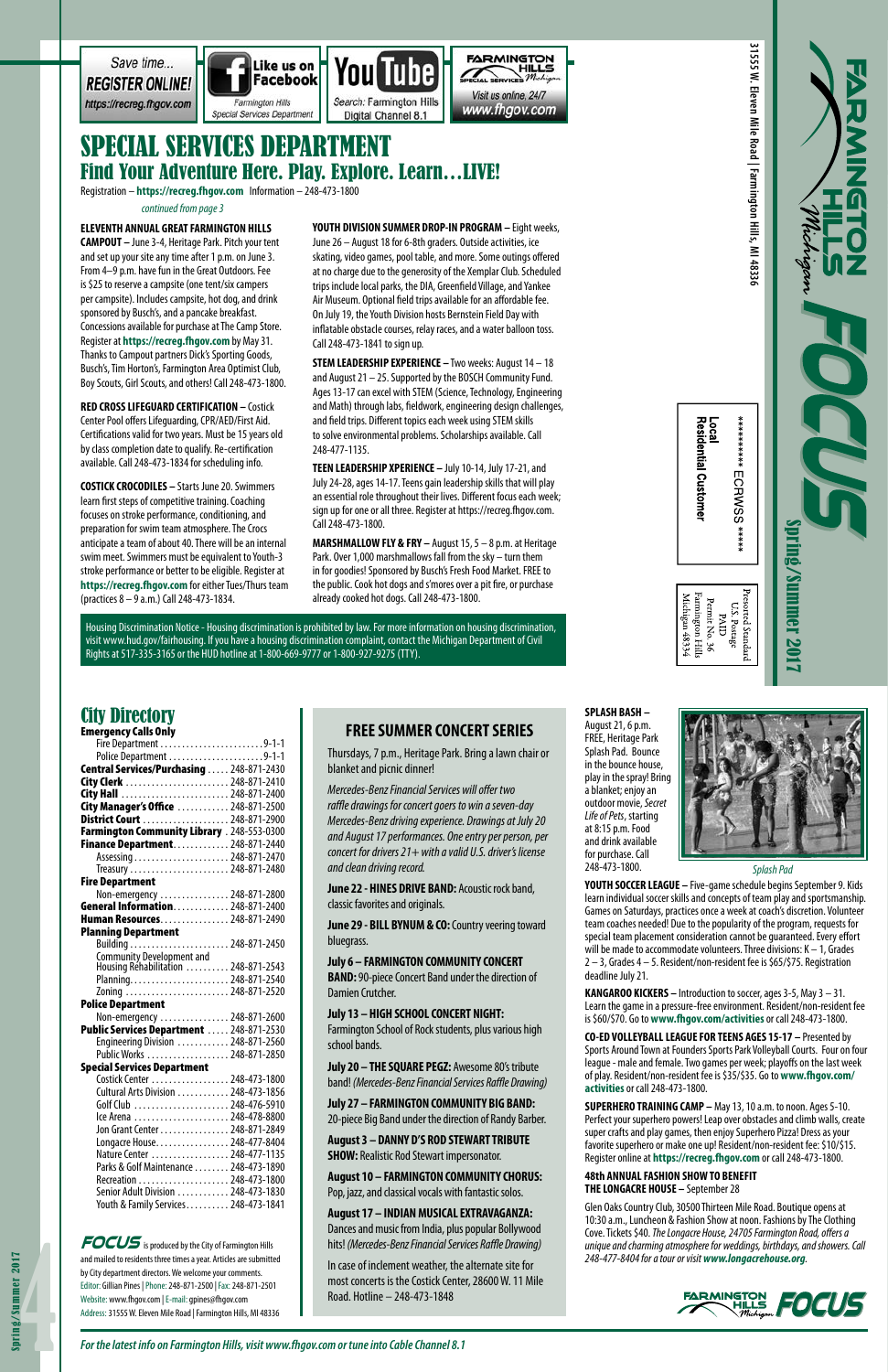Save time... REGISTER ONLINE! https://recreg.fhgov.com

Like us on Facebook — Farmington Hills Special Services Department

YouTube — Search: Farmington Hills Digital Channel 8.1

Farmington Hills Special Services Michigan — Visit us online, 24/7 www.fhgov.com

# SPECIAL SERVICES DEPARTMENT

## Find Your Adventure Here. Play. Explore. Learn…LIVE!

Registration – **https://recreg.fhgov.com** Information – 248-473-1800

*continued from page 3*

**ELEVENTH ANNUAL GREAT FARMINGTON HILLS CAMPOUT –** June 3-4, Heritage Park. Pitch your tent and set up your site any time after 1 p.m. on June 3. From 4–9 p.m. have fun in the Great Outdoors. Fee is $25 to reserve a campsite (one tent/six campers per campsite). Includes campsite, hot dog, and drink sponsored by Busch's, and a pancake breakfast. Concessions available for purchase at The Camp Store. Register at **https://recreg.fhgov.com** by May 31. Thanks to Campout partners Dick's Sporting Goods, Busch's, Tim Horton's, Farmington Area Optimist Club, Boy Scouts, Girl Scouts, and others! Call 248-473-1800.

**RED CROSS LIFEGUARD CERTIFICATION –** Costick Center Pool offers Lifeguarding, CPR/AED/First Aid. Certifications valid for two years. Must be 15 years old by class completion date to qualify. Re-certification available. Call 248-473-1834 for scheduling info.

**COSTICK CROCODILES –** Starts June 20. Swimmers learn first steps of competitive training. Coaching focuses on stroke performance, conditioning, and preparation for swim team atmosphere. The Crocs anticipate a team of about 40. There will be an internal swim meet. Swimmers must be equivalent to Youth-3 stroke performance or better to be eligible. Register at **https://recreg.fhgov.com** for either Tues/Thurs team (practices 8 – 9 a.m.) Call 248-473-1834.

**YOUTH DIVISION SUMMER DROP-IN PROGRAM –** Eight weeks, June 26 – August 18 for 6-8th graders. Outside activities, ice skating, video games, pool table, and more. Some outings offered at no charge due to the generosity of the Xemplar Club. Scheduled trips include local parks, the DIA, Greenfield Village, and Yankee Air Museum. Optional field trips available for an affordable fee. On July 19, the Youth Division hosts Bernstein Field Day with inflatable obstacle courses, relay races, and a water balloon toss. Call 248-473-1841 to sign up.

**STEM LEADERSHIP EXPERIENCE –** Two weeks: August 14 – 18 and August 21 – 25. Supported by the BOSCH Community Fund. Ages 13-17 can excel with STEM (Science, Technology, Engineering and Math) through labs, fieldwork, engineering design challenges, and field trips. Different topics each week using STEM skills to solve environmental problems. Scholarships available. Call 248-477-1135.

**TEEN LEADERSHIP XPERIENCE –** July 10-14, July 17-21, and July 24-28, ages 14-17. Teens gain leadership skills that will play an essential role throughout their lives. Different focus each week; sign up for one or all three. Register at https://recreg.fhgov.com. Call 248-473-1800.

**MARSHMALLOW FLY & FRY –** August 15, 5 – 8 p.m. at Heritage Park. Over 1,000 marshmallows fall from the sky – turn them in for goodies! Sponsored by Busch's Fresh Food Market. FREE to the public. Cook hot dogs and s'mores over a pit fire, or purchase already cooked hot dogs. Call 248-473-1800.

Housing Discrimination Notice - Housing discrimination is prohibited by law. For more information on housing discrimination, visit www.hud.gov/fairhousing. If you have a housing discrimination complaint, contact the Michigan Department of Civil Rights at 517-335-3165 or the HUD hotline at 1-800-669-9777 or 1-800-927-9275 (TTY).

FARMINGTON HILLS Michigan FOCUS — Spring/Summer 2017

31555 W. Eleven Mile Road | Farmington Hills, MI 48336

********* ECRWSS *****
**Local Residential Customer**

Presorted Standard
U.S. Postage
PAID
Permit No. 36
Farmington Hills
Michigan 48334

## City Directory

| | |
|---|---|
| **Emergency Calls Only** | |
| Fire Department | 9-1-1 |
| Police Department | 9-1-1 |
| **Central Services/Purchasing** | 248-871-2430 |
| **City Clerk** | 248-871-2410 |
| **City Hall** | 248-871-2400 |
| **City Manager's Office** | 248-871-2500 |
| **District Court** | 248-871-2900 |
| **Farmington Community Library** | 248-553-0300 |
| **Finance Department** | 248-871-2440 |
| Assessing | 248-871-2470 |
| Treasury | 248-871-2480 |
| **Fire Department** | |
| Non-emergency | 248-871-2800 |
| **General Information** | 248-871-2400 |
| **Human Resources** | 248-871-2490 |
| **Planning Department** | |
| Building | 248-871-2450 |
| Community Development and Housing Rehabilitation | 248-871-2543 |
| Planning | 248-871-2540 |
| Zoning | 248-871-2520 |
| **Police Department** | |
| Non-emergency | 248-871-2600 |
| **Public Services Department** | 248-871-2530 |
| Engineering Division | 248-871-2560 |
| Public Works | 248-871-2850 |
| **Special Services Department** | |
| Costick Center | 248-473-1800 |
| Cultural Arts Division | 248-473-1856 |
| Golf Club | 248-476-5910 |
| Ice Arena | 248-478-8800 |
| Jon Grant Center | 248-871-2849 |
| Longacre House | 248-477-8404 |
| Nature Center | 248-477-1135 |
| Parks & Golf Maintenance | 248-473-1890 |
| Recreation | 248-473-1800 |
| Senior Adult Division | 248-473-1830 |
| Youth & Family Services | 248-473-1841 |

***FOCUS*** is produced by the City of Farmington Hills and mailed to residents three times a year. Articles are submitted by City department directors. We welcome your comments. Editor: Gillian Pines | Phone: 248-871-2500 | Fax: 248-871-2501 Website: www.fhgov.com | E-mail: gpines@fhgov.com Address: 31555 W. Eleven Mile Road | Farmington Hills, MI 48336

## FREE SUMMER CONCERT SERIES

Thursdays, 7 p.m., Heritage Park. Bring a lawn chair or blanket and picnic dinner!

*Mercedes-Benz Financial Services will offer two raffle drawings for concert goers to win a seven-day Mercedes-Benz driving experience. Drawings at July 20 and August 17 performances. One entry per person, per concert for drivers 21+ with a valid U.S. driver's license and clean driving record.*

**June 22 - HINES DRIVE BAND:** Acoustic rock band, classic favorites and originals.

**June 29 - BILL BYNUM & CO:** Country veering toward bluegrass.

**July 6 – FARMINGTON COMMUNITY CONCERT BAND:** 90-piece Concert Band under the direction of Damien Crutcher.

**July 13 – HIGH SCHOOL CONCERT NIGHT:** Farmington School of Rock students, plus various high school bands.

**July 20 – THE SQUARE PEGZ:** Awesome 80's tribute band! *(Mercedes-Benz Financial Services Raffle Drawing)*

**July 27 – FARMINGTON COMMUNITY BIG BAND:** 20-piece Big Band under the direction of Randy Barber.

**August 3 – DANNY D'S ROD STEWART TRIBUTE SHOW:** Realistic Rod Stewart impersonator.

**August 10 – FARMINGTON COMMUNITY CHORUS:** Pop, jazz, and classical vocals with fantastic solos.

**August 17 – INDIAN MUSICAL EXTRAVAGANZA:** Dances and music from India, plus popular Bollywood hits! *(Mercedes-Benz Financial Services Raffle Drawing)*

In case of inclement weather, the alternate site for most concerts is the Costick Center, 28600 W. 11 Mile Road. Hotline – 248-473-1848

**SPLASH BASH –** August 21, 6 p.m. FREE, Heritage Park Splash Pad. Bounce in the bounce house, play in the spray! Bring a blanket; enjoy an outdoor movie, *Secret Life of Pets*, starting at 8:15 p.m. Food and drink available for purchase. Call 248-473-1800.

*Splash Pad*

**YOUTH SOCCER LEAGUE –** Five-game schedule begins September 9. Kids learn individual soccer skills and concepts of team play and sportsmanship. Games on Saturdays, practices once a week at coach's discretion. Volunteer team coaches needed! Due to the popularity of the program, requests for special team placement consideration cannot be guaranteed. Every effort will be made to accommodate volunteers. Three divisions: K – 1, Grades 2 – 3, Grades 4 – 5. Resident/non-resident fee is $65/$75. Registration deadline July 21.

**KANGAROO KICKERS –** Introduction to soccer, ages 3-5, May 3 – 31. Learn the game in a pressure-free environment. Resident/non-resident fee is $60/$70. Go to **www.fhgov.com/activities** or call 248-473-1800.

**CO-ED VOLLEYBALL LEAGUE FOR TEENS AGES 15-17 –** Presented by Sports Around Town at Founders Sports Park Volleyball Courts. Four on four league - male and female. Two games per week; playoffs on the last week of play. Resident/non-resident fee is $35/$35. Go to **www.fhgov.com/activities** or call 248-473-1800.

**SUPERHERO TRAINING CAMP –** May 13, 10 a.m. to noon. Ages 5-10. Perfect your superhero powers! Leap over obstacles and climb walls, create super crafts and play games, then enjoy Superhero Pizza! Dress as your favorite superhero or make one up! Resident/non-resident fee: $10/$15. Register online at **https://recreg.fhgov.com** or call 248-473-1800.

**48th ANNUAL FASHION SHOW TO BENEFIT THE LONGACRE HOUSE –** September 28

Glen Oaks Country Club, 30500 Thirteen Mile Road. Boutique opens at 10:30 a.m., Luncheon & Fashion Show at noon. Fashions by The Clothing Cove. Tickets $40. *The Longacre House, 24705 Farmington Road, offers a unique and charming atmosphere for weddings, birthdays, and showers. Call 248-477-8404 for a tour or visit* ***www.longacrehouse.org***.

*For the latest info on Farmington Hills, visit www.fhgov.com or tune into Cable Channel 8.1*